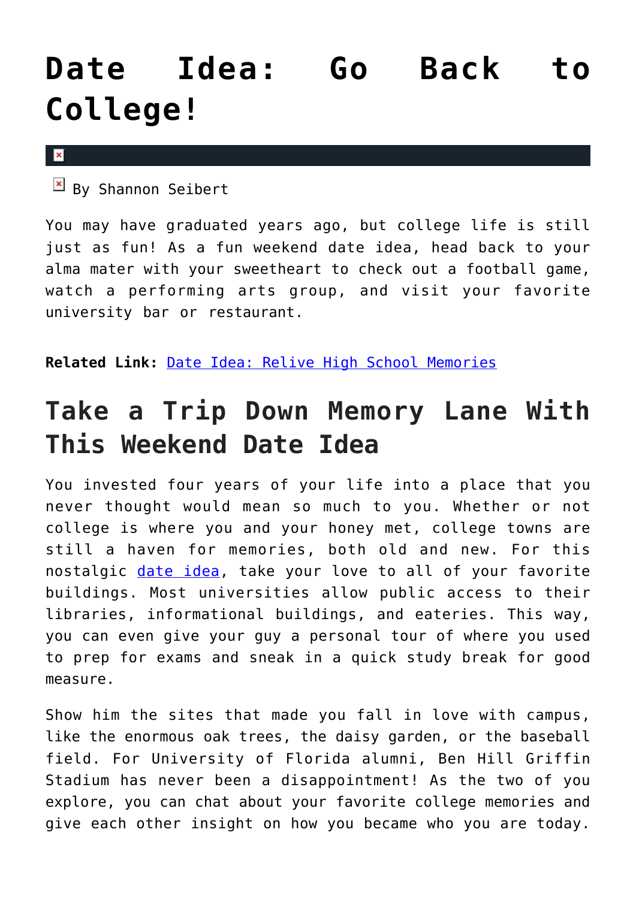# Date Idea: Go Back to College!

By Shannon Seibert

You may have graduated years ago, but college life is still just as fun! As a fun weekend date idea, head back to your alma mater with your sweetheart to check out a football game, watch a performing arts group, and visit your favorite university bar or restaurant.

**Related Link:** Date Idea: Relive High School Memories

## Take a Trip Down Memory Lane With This Weekend Date Idea

You invested four years of your life into a place that you never thought would mean so much to you. Whether or not college is where you and your honey met, college towns are still a haven for memories, both old and new. For this nostalgic date idea, take your love to all of your favorite buildings. Most universities allow public access to their libraries, informational buildings, and eateries. This way, you can even give your guy a personal tour of where you used to prep for exams and sneak in a quick study break for good measure.

Show him the sites that made you fall in love with campus, like the enormous oak trees, the daisy garden, or the baseball field. For University of Florida alumni, Ben Hill Griffin Stadium has never been a disappointment! As the two of you explore, you can chat about your favorite college memories and give each other insight on how you became who you are today.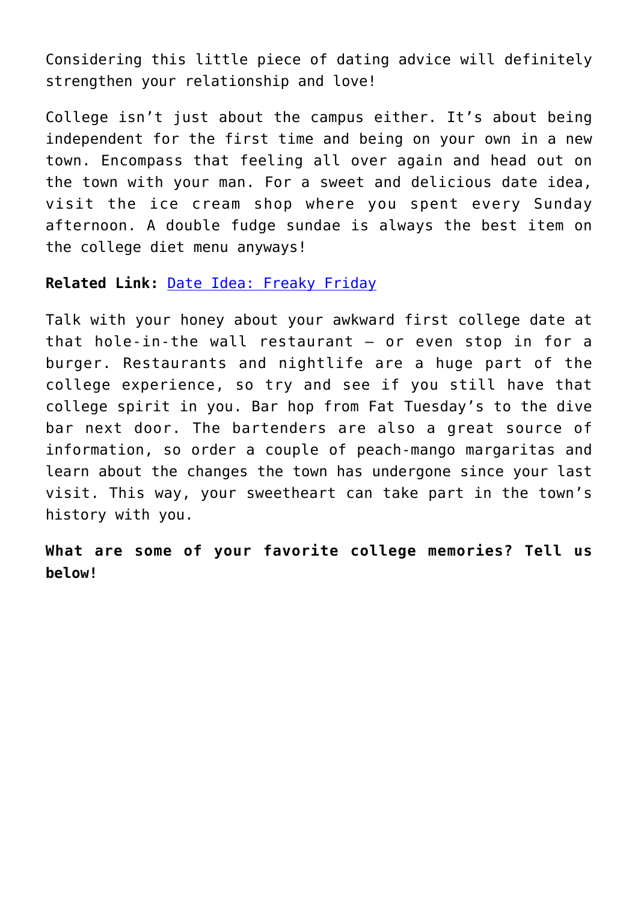Considering this little piece of dating advice will definitely strengthen your relationship and love!

College isn't just about the campus either. It's about being independent for the first time and being on your own in a new town. Encompass that feeling all over again and head out on the town with your man. For a sweet and delicious date idea, visit the ice cream shop where you spent every Sunday afternoon. A double fudge sundae is always the best item on the college diet menu anyways!

**Related Link:** Date Idea: Freaky Friday

Talk with your honey about your awkward first college date at that hole-in-the wall restaurant – or even stop in for a burger. Restaurants and nightlife are a huge part of the college experience, so try and see if you still have that college spirit in you. Bar hop from Fat Tuesday's to the dive bar next door. The bartenders are also a great source of information, so order a couple of peach-mango margaritas and learn about the changes the town has undergone since your last visit. This way, your sweetheart can take part in the town's history with you.

**What are some of your favorite college memories? Tell us below!**